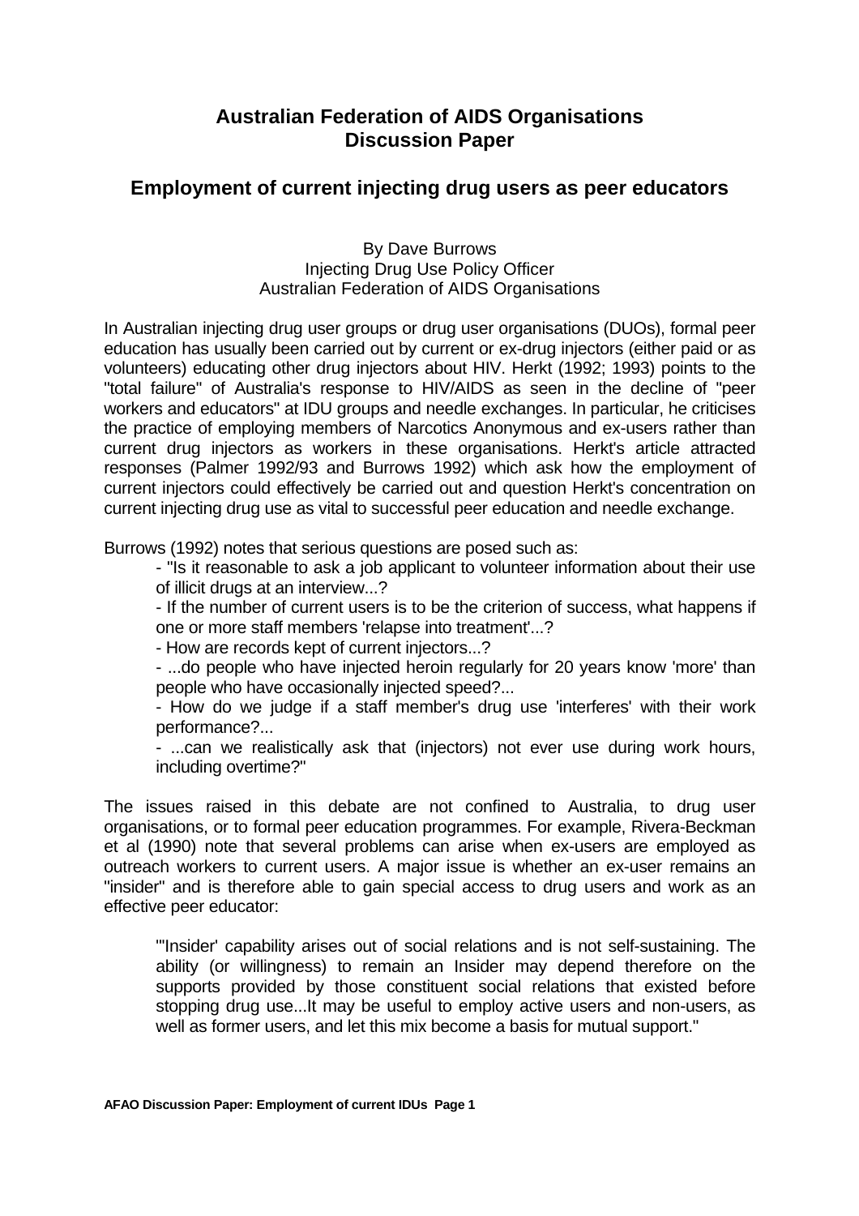# Australian Federation of AIDS Organisations
# Discussion Paper

## Employment of current injecting drug users as peer educators

By Dave Burrows
Injecting Drug Use Policy Officer
Australian Federation of AIDS Organisations

In Australian injecting drug user groups or drug user organisations (DUOs), formal peer education has usually been carried out by current or ex-drug injectors (either paid or as volunteers) educating other drug injectors about HIV. Herkt (1992; 1993) points to the "total failure" of Australia's response to HIV/AIDS as seen in the decline of "peer workers and educators" at IDU groups and needle exchanges. In particular, he criticises the practice of employing members of Narcotics Anonymous and ex-users rather than current drug injectors as workers in these organisations. Herkt's article attracted responses (Palmer 1992/93 and Burrows 1992) which ask how the employment of current injectors could effectively be carried out and question Herkt's concentration on current injecting drug use as vital to successful peer education and needle exchange.

Burrows (1992) notes that serious questions are posed such as:

- "Is it reasonable to ask a job applicant to volunteer information about their use of illicit drugs at an interview...?
- If the number of current users is to be the criterion of success, what happens if one or more staff members 'relapse into treatment'...?
- How are records kept of current injectors...?
- ...do people who have injected heroin regularly for 20 years know 'more' than people who have occasionally injected speed?...
- How do we judge if a staff member's drug use 'interferes' with their work performance?...
- ...can we realistically ask that (injectors) not ever use during work hours, including overtime?"

The issues raised in this debate are not confined to Australia, to drug user organisations, or to formal peer education programmes. For example, Rivera-Beckman et al (1990) note that several problems can arise when ex-users are employed as outreach workers to current users. A major issue is whether an ex-user remains an "insider" and is therefore able to gain special access to drug users and work as an effective peer educator:

> "'Insider' capability arises out of social relations and is not self-sustaining. The ability (or willingness) to remain an Insider may depend therefore on the supports provided by those constituent social relations that existed before stopping drug use...It may be useful to employ active users and non-users, as well as former users, and let this mix become a basis for mutual support."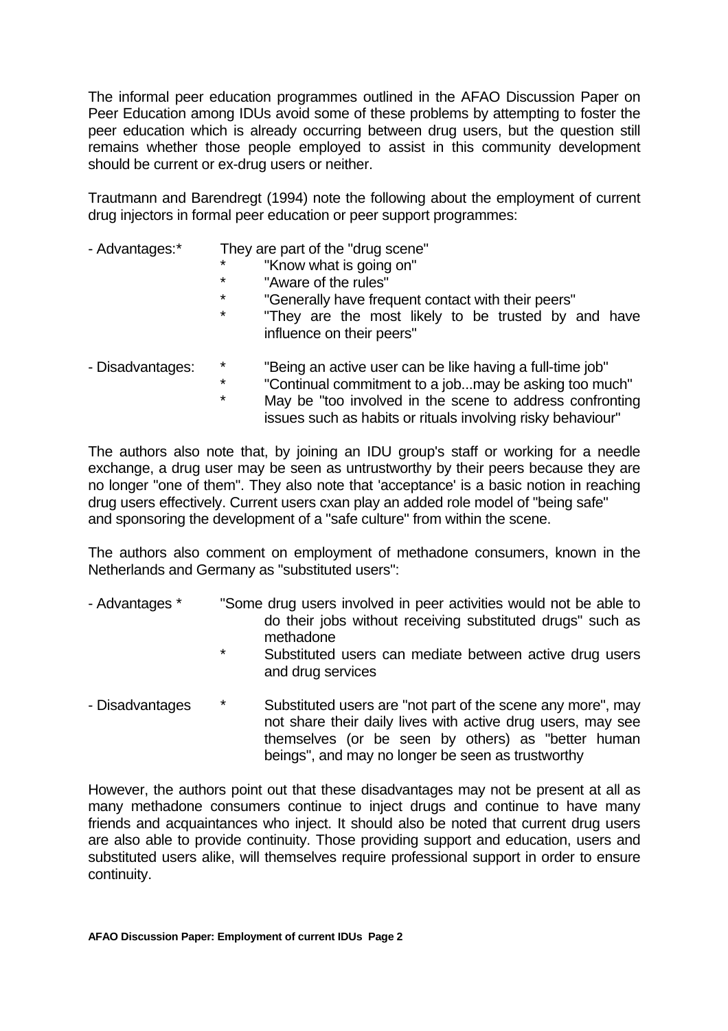The informal peer education programmes outlined in the AFAO Discussion Paper on Peer Education among IDUs avoid some of these problems by attempting to foster the peer education which is already occurring between drug users, but the question still remains whether those people employed to assist in this community development should be current or ex-drug users or neither.

Trautmann and Barendregt (1994) note the following about the employment of current drug injectors in formal peer education or peer support programmes:

- Advantages:* They are part of the "drug scene"
  - * "Know what is going on"
  - * "Aware of the rules"
  - * "Generally have frequent contact with their peers"
  - * "They are the most likely to be trusted by and have influence on their peers"

- Disadvantages:
  - * "Being an active user can be like having a full-time job"
  - * "Continual commitment to a job...may be asking too much"
  - * May be "too involved in the scene to address confronting issues such as habits or rituals involving risky behaviour"

The authors also note that, by joining an IDU group's staff or working for a needle exchange, a drug user may be seen as untrustworthy by their peers because they are no longer "one of them". They also note that 'acceptance' is a basic notion in reaching drug users effectively. Current users cxan play an added role model of "being safe" and sponsoring the development of a "safe culture" from within the scene.

The authors also comment on employment of methadone consumers, known in the Netherlands and Germany as "substituted users":

- Advantages * "Some drug users involved in peer activities would not be able to do their jobs without receiving substituted drugs" such as methadone
  - * Substituted users can mediate between active drug users and drug services

- Disadvantages
  - * Substituted users are "not part of the scene any more", may not share their daily lives with active drug users, may see themselves (or be seen by others) as "better human beings", and may no longer be seen as trustworthy

However, the authors point out that these disadvantages may not be present at all as many methadone consumers continue to inject drugs and continue to have many friends and acquaintances who inject. It should also be noted that current drug users are also able to provide continuity. Those providing support and education, users and substituted users alike, will themselves require professional support in order to ensure continuity.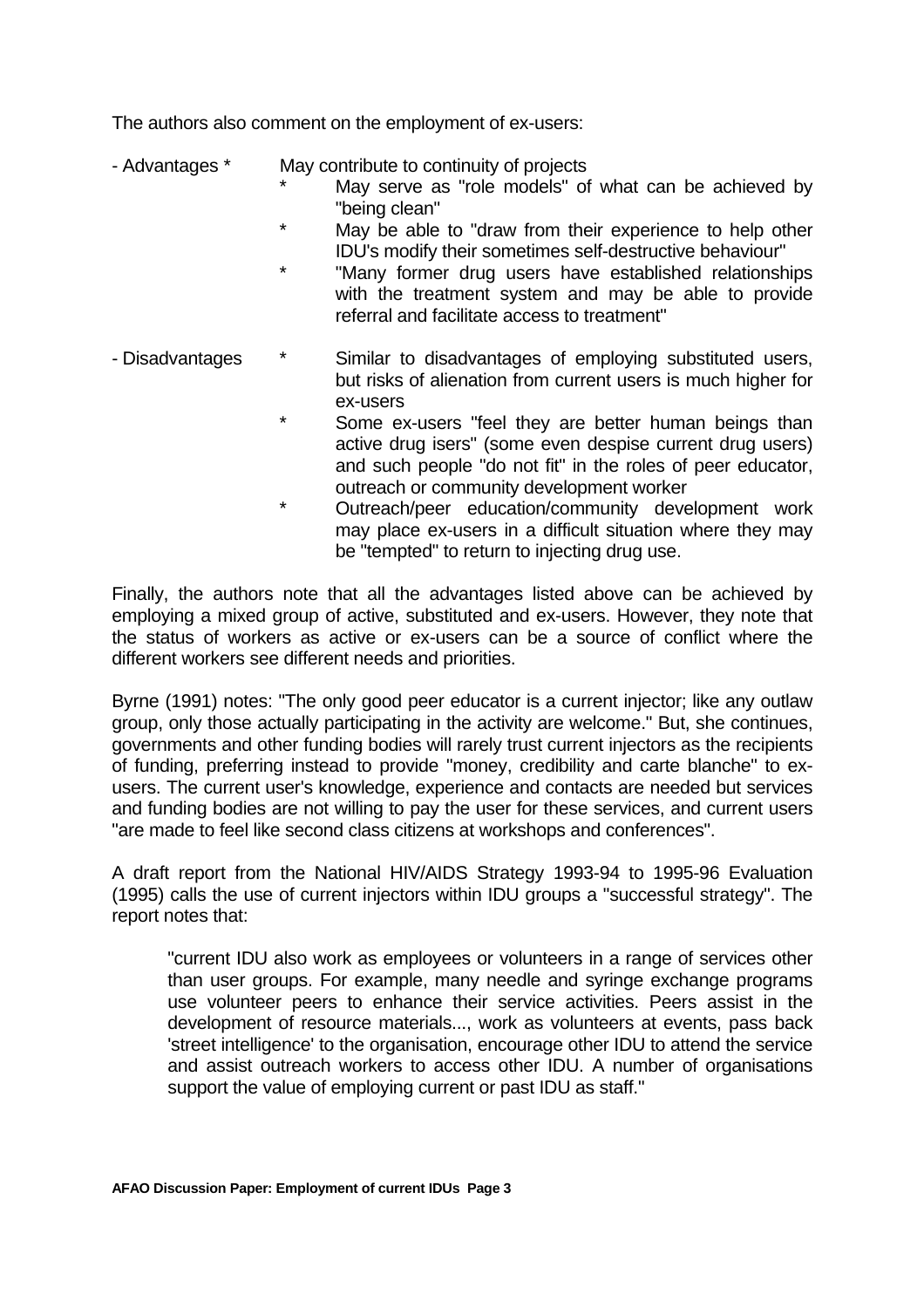The authors also comment on the employment of ex-users:

- Advantages
  * May contribute to continuity of projects
  * May serve as "role models" of what can be achieved by "being clean"
  * May be able to "draw from their experience to help other IDU's modify their sometimes self-destructive behaviour"
  * "Many former drug users have established relationships with the treatment system and may be able to provide referral and facilitate access to treatment"

- Disadvantages
  * Similar to disadvantages of employing substituted users, but risks of alienation from current users is much higher for ex-users
  * Some ex-users "feel they are better human beings than active drug isers" (some even despise current drug users) and such people "do not fit" in the roles of peer educator, outreach or community development worker
  * Outreach/peer education/community development work may place ex-users in a difficult situation where they may be "tempted" to return to injecting drug use.

Finally, the authors note that all the advantages listed above can be achieved by employing a mixed group of active, substituted and ex-users. However, they note that the status of workers as active or ex-users can be a source of conflict where the different workers see different needs and priorities.

Byrne (1991) notes: "The only good peer educator is a current injector; like any outlaw group, only those actually participating in the activity are welcome." But, she continues, governments and other funding bodies will rarely trust current injectors as the recipients of funding, preferring instead to provide "money, credibility and carte blanche" to ex-users. The current user's knowledge, experience and contacts are needed but services and funding bodies are not willing to pay the user for these services, and current users "are made to feel like second class citizens at workshops and conferences".

A draft report from the National HIV/AIDS Strategy 1993-94 to 1995-96 Evaluation (1995) calls the use of current injectors within IDU groups a "successful strategy". The report notes that:

> "current IDU also work as employees or volunteers in a range of services other than user groups. For example, many needle and syringe exchange programs use volunteer peers to enhance their service activities. Peers assist in the development of resource materials..., work as volunteers at events, pass back 'street intelligence' to the organisation, encourage other IDU to attend the service and assist outreach workers to access other IDU. A number of organisations support the value of employing current or past IDU as staff."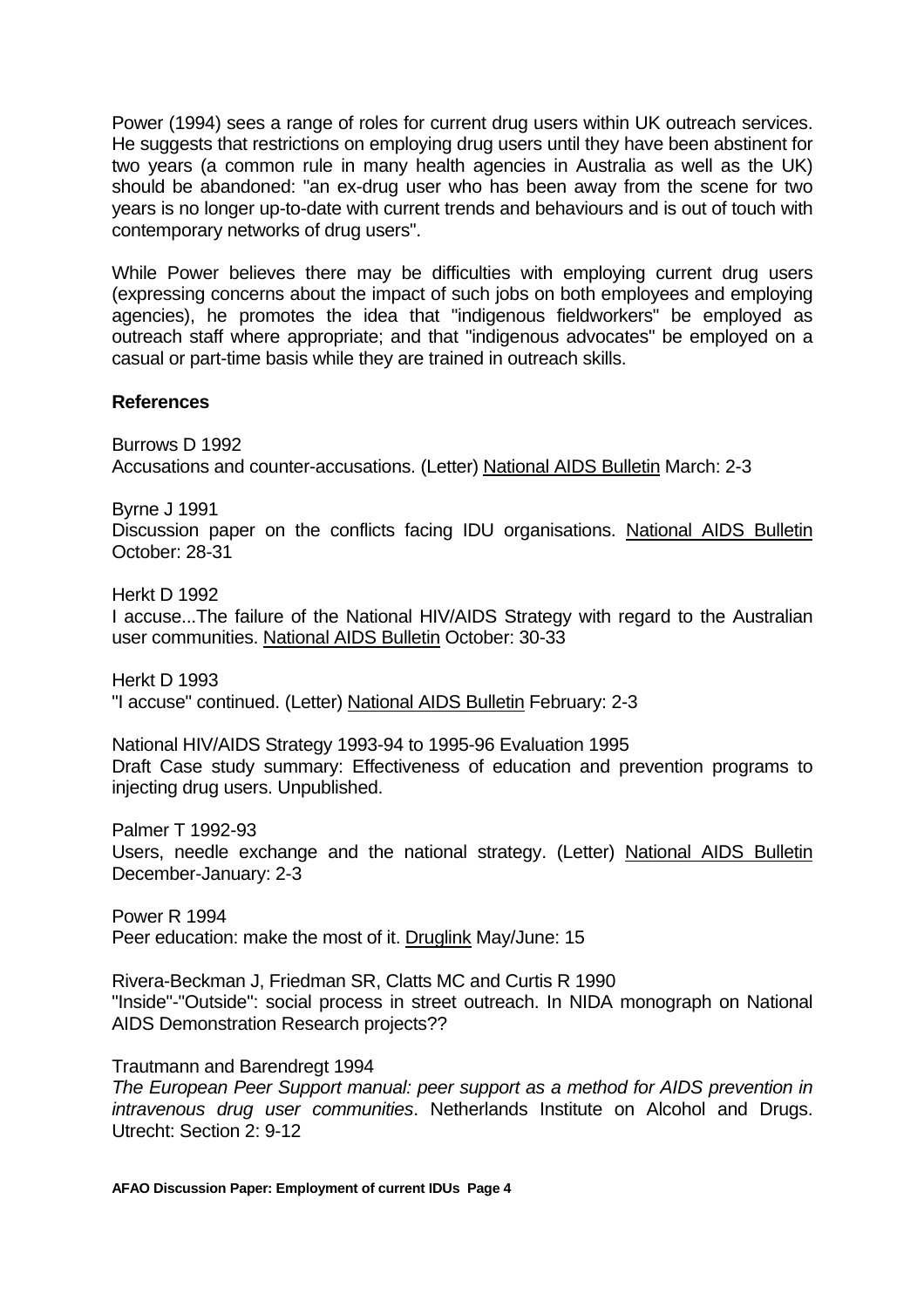Power (1994) sees a range of roles for current drug users within UK outreach services. He suggests that restrictions on employing drug users until they have been abstinent for two years (a common rule in many health agencies in Australia as well as the UK) should be abandoned: "an ex-drug user who has been away from the scene for two years is no longer up-to-date with current trends and behaviours and is out of touch with contemporary networks of drug users".

While Power believes there may be difficulties with employing current drug users (expressing concerns about the impact of such jobs on both employees and employing agencies), he promotes the idea that "indigenous fieldworkers" be employed as outreach staff where appropriate; and that "indigenous advocates" be employed on a casual or part-time basis while they are trained in outreach skills.

**References**

Burrows D 1992
Accusations and counter-accusations. (Letter) National AIDS Bulletin March: 2-3

Byrne J 1991
Discussion paper on the conflicts facing IDU organisations. National AIDS Bulletin October: 28-31

Herkt D 1992
I accuse...The failure of the National HIV/AIDS Strategy with regard to the Australian user communities. National AIDS Bulletin October: 30-33

Herkt D 1993
"I accuse" continued. (Letter) National AIDS Bulletin February: 2-3

National HIV/AIDS Strategy 1993-94 to 1995-96 Evaluation 1995
Draft Case study summary: Effectiveness of education and prevention programs to injecting drug users. Unpublished.

Palmer T 1992-93
Users, needle exchange and the national strategy. (Letter) National AIDS Bulletin December-January: 2-3

Power R 1994
Peer education: make the most of it. Druglink May/June: 15

Rivera-Beckman J, Friedman SR, Clatts MC and Curtis R 1990
"Inside"-"Outside": social process in street outreach. In NIDA monograph on National AIDS Demonstration Research projects??

Trautmann and Barendregt 1994
*The European Peer Support manual: peer support as a method for AIDS prevention in intravenous drug user communities*. Netherlands Institute on Alcohol and Drugs. Utrecht: Section 2: 9-12